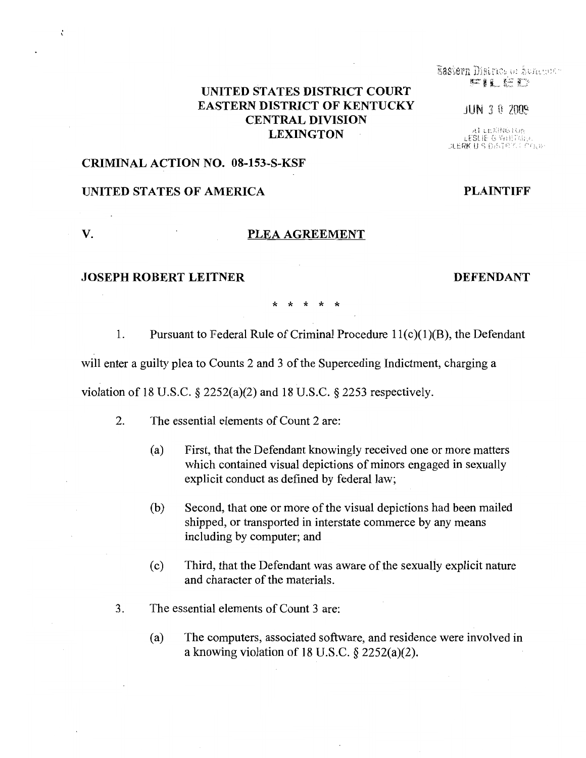# UNITED STATES DISTRICT COURT
# EASTERN DISTRICT OF KENTUCKY
# CENTRAL DIVISION
# LEXINGTON

Eastern District of Kentucky
FILED

JUN 30 2009

AT LEXINGTON
LESLIE G WHITMER
CLERK U S DISTRICT COURT

**CRIMINAL ACTION NO. 08-153-S-KSF**

**UNITED STATES OF AMERICA** **PLAINTIFF**

**V.** **PLEA AGREEMENT**

**JOSEPH ROBERT LEITNER** **DEFENDANT**

\* \* \* \* \*

1. Pursuant to Federal Rule of Criminal Procedure 11(c)(1)(B), the Defendant will enter a guilty plea to Counts 2 and 3 of the Superceding Indictment, charging a violation of 18 U.S.C. § 2252(a)(2) and 18 U.S.C. § 2253 respectively.

2. The essential elements of Count 2 are:

   (a) First, that the Defendant knowingly received one or more matters which contained visual depictions of minors engaged in sexually explicit conduct as defined by federal law;

   (b) Second, that one or more of the visual depictions had been mailed shipped, or transported in interstate commerce by any means including by computer; and

   (c) Third, that the Defendant was aware of the sexually explicit nature and character of the materials.

3. The essential elements of Count 3 are:

   (a) The computers, associated software, and residence were involved in a knowing violation of 18 U.S.C. § 2252(a)(2).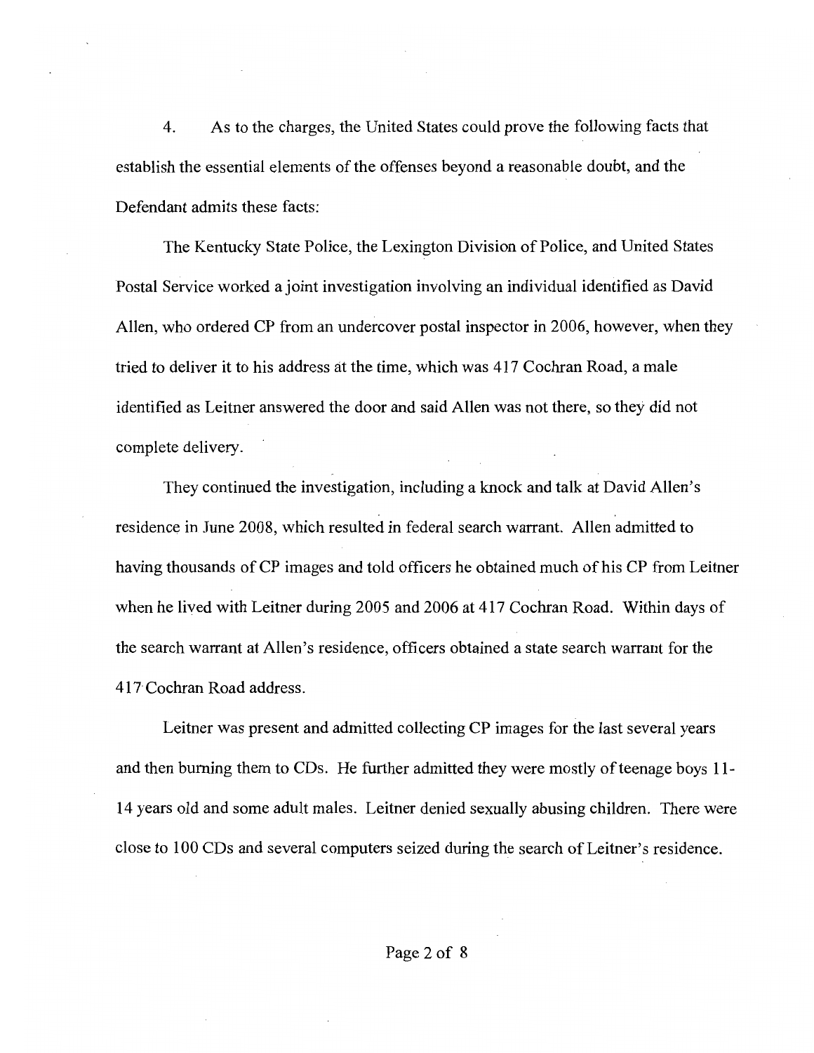4. As to the charges, the United States could prove the following facts that establish the essential elements of the offenses beyond a reasonable doubt, and the Defendant admits these facts:

The Kentucky State Police, the Lexington Division of Police, and United States Postal Service worked a joint investigation involving an individual identified as David Allen, who ordered CP from an undercover postal inspector in 2006, however, when they tried to deliver it to his address at the time, which was 417 Cochran Road, a male identified as Leitner answered the door and said Allen was not there, so they did not complete delivery.

They continued the investigation, including a knock and talk at David Allen's residence in June 2008, which resulted in federal search warrant. Allen admitted to having thousands of CP images and told officers he obtained much of his CP from Leitner when he lived with Leitner during 2005 and 2006 at 417 Cochran Road. Within days of the search warrant at Allen's residence, officers obtained a state search warrant for the 417 Cochran Road address.

Leitner was present and admitted collecting CP images for the last several years and then burning them to CDs. He further admitted they were mostly of teenage boys 11-14 years old and some adult males. Leitner denied sexually abusing children. There were close to 100 CDs and several computers seized during the search of Leitner's residence.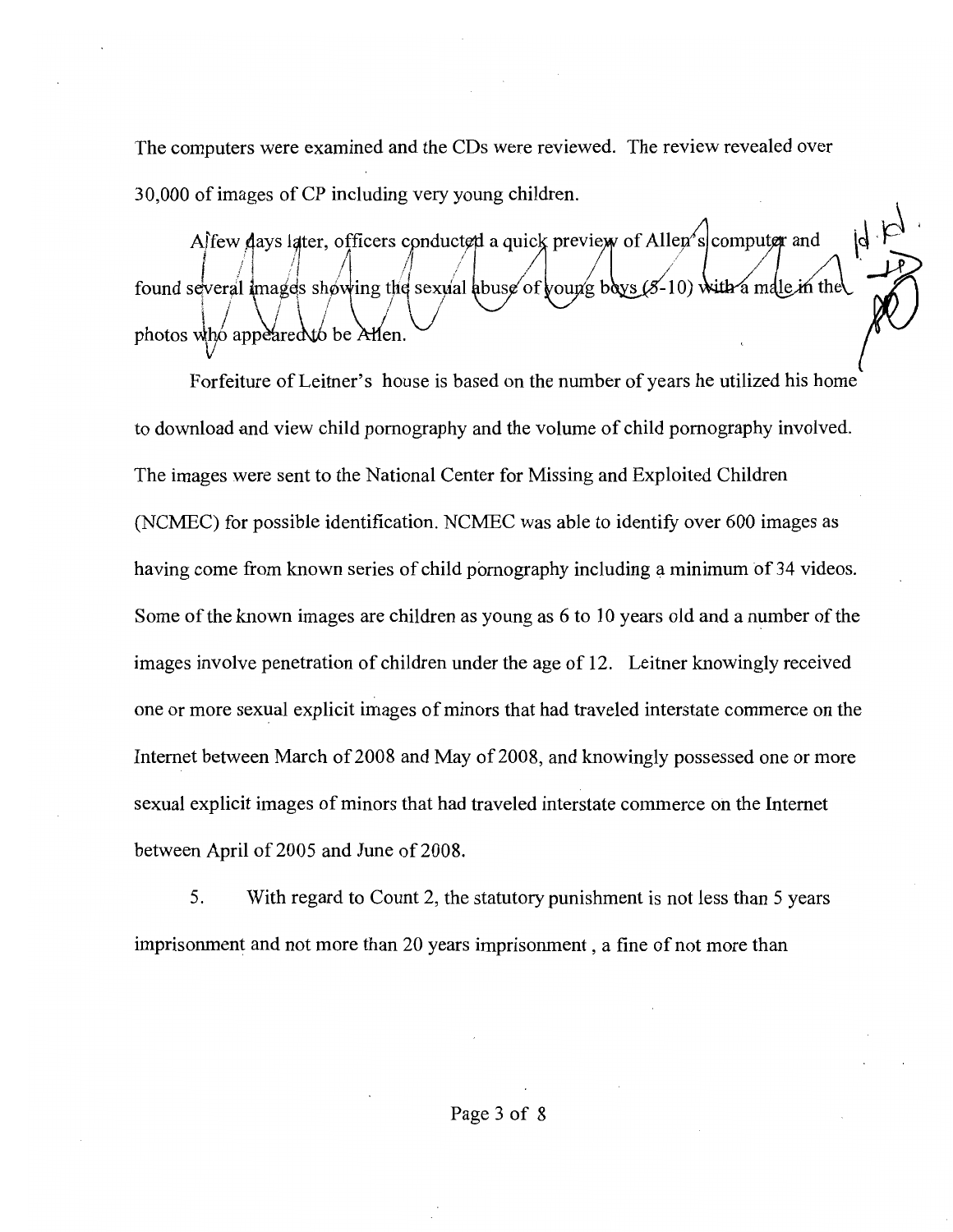The computers were examined and the CDs were reviewed. The review revealed over 30,000 of images of CP including very young children.

A few days later, officers conducted a quick preview of Allen's computer and found several images showing the sexual abuse of young boys (5-10) with a male in the photos who appeared to be Allen.

Forfeiture of Leitner's house is based on the number of years he utilized his home to download and view child pornography and the volume of child pornography involved. The images were sent to the National Center for Missing and Exploited Children (NCMEC) for possible identification. NCMEC was able to identify over 600 images as having come from known series of child pornography including a minimum of 34 videos. Some of the known images are children as young as 6 to 10 years old and a number of the images involve penetration of children under the age of 12. Leitner knowingly received one or more sexual explicit images of minors that had traveled interstate commerce on the Internet between March of 2008 and May of 2008, and knowingly possessed one or more sexual explicit images of minors that had traveled interstate commerce on the Internet between April of 2005 and June of 2008.

5. With regard to Count 2, the statutory punishment is not less than 5 years imprisonment and not more than 20 years imprisonment , a fine of not more than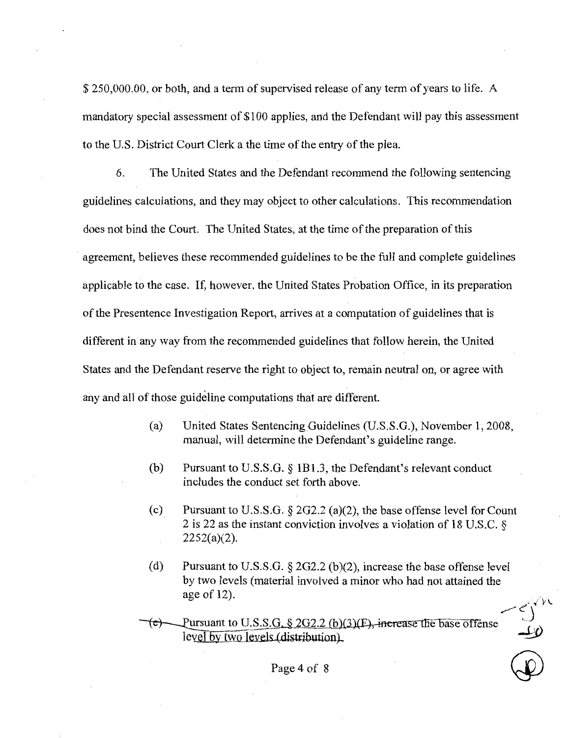$ 250,000.00, or both, and a term of supervised release of any term of years to life. A mandatory special assessment of $100 applies, and the Defendant will pay this assessment to the U.S. District Court Clerk a the time of the entry of the plea.

6. The United States and the Defendant recommend the following sentencing guidelines calculations, and they may object to other calculations. This recommendation does not bind the Court. The United States, at the time of the preparation of this agreement, believes these recommended guidelines to be the full and complete guidelines applicable to the case. If, however, the United States Probation Office, in its preparation of the Presentence Investigation Report, arrives at a computation of guidelines that is different in any way from the recommended guidelines that follow herein, the United States and the Defendant reserve the right to object to, remain neutral on, or agree with any and all of those guideline computations that are different.

(a) United States Sentencing Guidelines (U.S.S.G.), November 1, 2008, manual, will determine the Defendant's guideline range.

(b) Pursuant to U.S.S.G. § 1B1.3, the Defendant's relevant conduct includes the conduct set forth above.

(c) Pursuant to U.S.S.G. § 2G2.2 (a)(2), the base offense level for Count 2 is 22 as the instant conviction involves a violation of 18 U.S.C. § 2252(a)(2).

(d) Pursuant to U.S.S.G. § 2G2.2 (b)(2), increase the base offense level by two levels (material involved a minor who had not attained the age of 12).

~~(e) Pursuant to U.S.S.G. § 2G2.2 (b)(3)(F), increase the base offense level by two levels (distribution).~~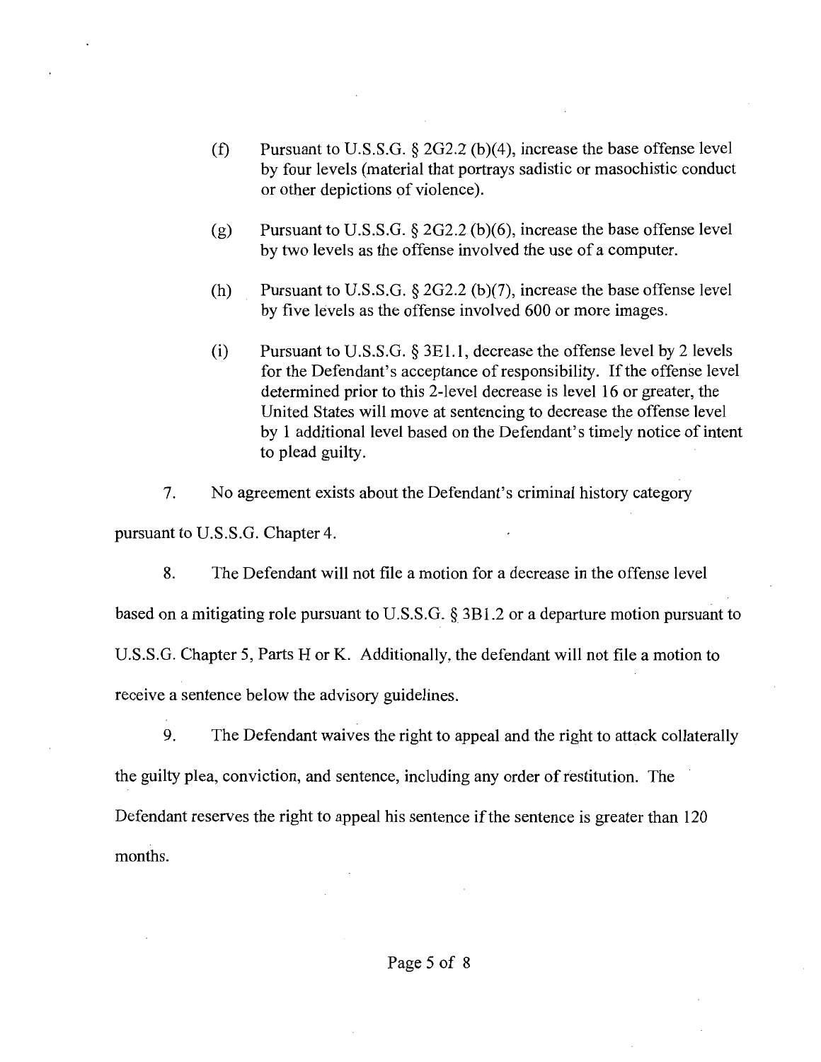(f) Pursuant to U.S.S.G. § 2G2.2 (b)(4), increase the base offense level by four levels (material that portrays sadistic or masochistic conduct or other depictions of violence).

(g) Pursuant to U.S.S.G. § 2G2.2 (b)(6), increase the base offense level by two levels as the offense involved the use of a computer.

(h) Pursuant to U.S.S.G. § 2G2.2 (b)(7), increase the base offense level by five levels as the offense involved 600 or more images.

(i) Pursuant to U.S.S.G. § 3E1.1, decrease the offense level by 2 levels for the Defendant's acceptance of responsibility. If the offense level determined prior to this 2-level decrease is level 16 or greater, the United States will move at sentencing to decrease the offense level by 1 additional level based on the Defendant's timely notice of intent to plead guilty.

7. No agreement exists about the Defendant's criminal history category pursuant to U.S.S.G. Chapter 4.

8. The Defendant will not file a motion for a decrease in the offense level based on a mitigating role pursuant to U.S.S.G. § 3B1.2 or a departure motion pursuant to U.S.S.G. Chapter 5, Parts H or K. Additionally, the defendant will not file a motion to receive a sentence below the advisory guidelines.

9. The Defendant waives the right to appeal and the right to attack collaterally the guilty plea, conviction, and sentence, including any order of restitution. The Defendant reserves the right to appeal his sentence if the sentence is greater than 120 months.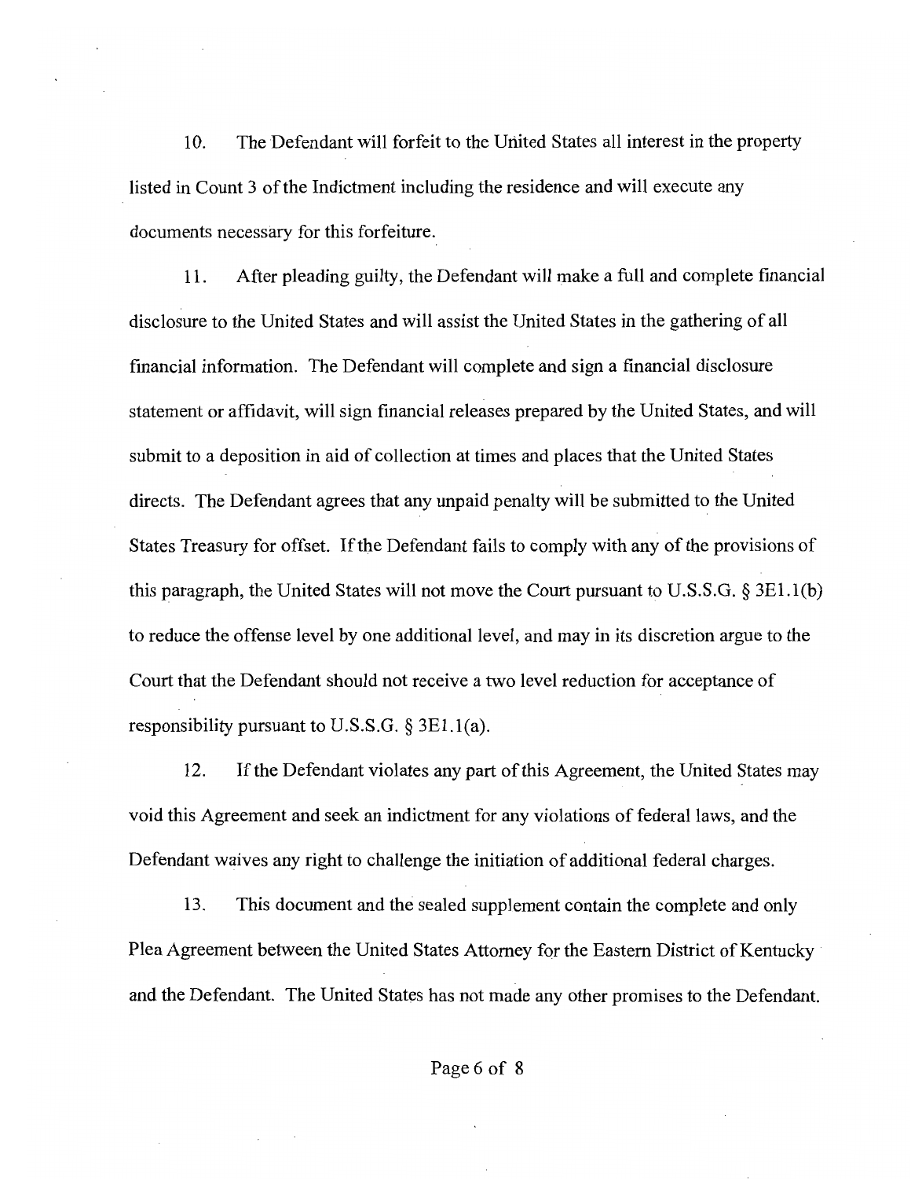10. The Defendant will forfeit to the United States all interest in the property listed in Count 3 of the Indictment including the residence and will execute any documents necessary for this forfeiture.

11. After pleading guilty, the Defendant will make a full and complete financial disclosure to the United States and will assist the United States in the gathering of all financial information. The Defendant will complete and sign a financial disclosure statement or affidavit, will sign financial releases prepared by the United States, and will submit to a deposition in aid of collection at times and places that the United States directs. The Defendant agrees that any unpaid penalty will be submitted to the United States Treasury for offset. If the Defendant fails to comply with any of the provisions of this paragraph, the United States will not move the Court pursuant to U.S.S.G. § 3E1.1(b) to reduce the offense level by one additional level, and may in its discretion argue to the Court that the Defendant should not receive a two level reduction for acceptance of responsibility pursuant to U.S.S.G. § 3E1.1(a).

12. If the Defendant violates any part of this Agreement, the United States may void this Agreement and seek an indictment for any violations of federal laws, and the Defendant waives any right to challenge the initiation of additional federal charges.

13. This document and the sealed supplement contain the complete and only Plea Agreement between the United States Attorney for the Eastern District of Kentucky and the Defendant. The United States has not made any other promises to the Defendant.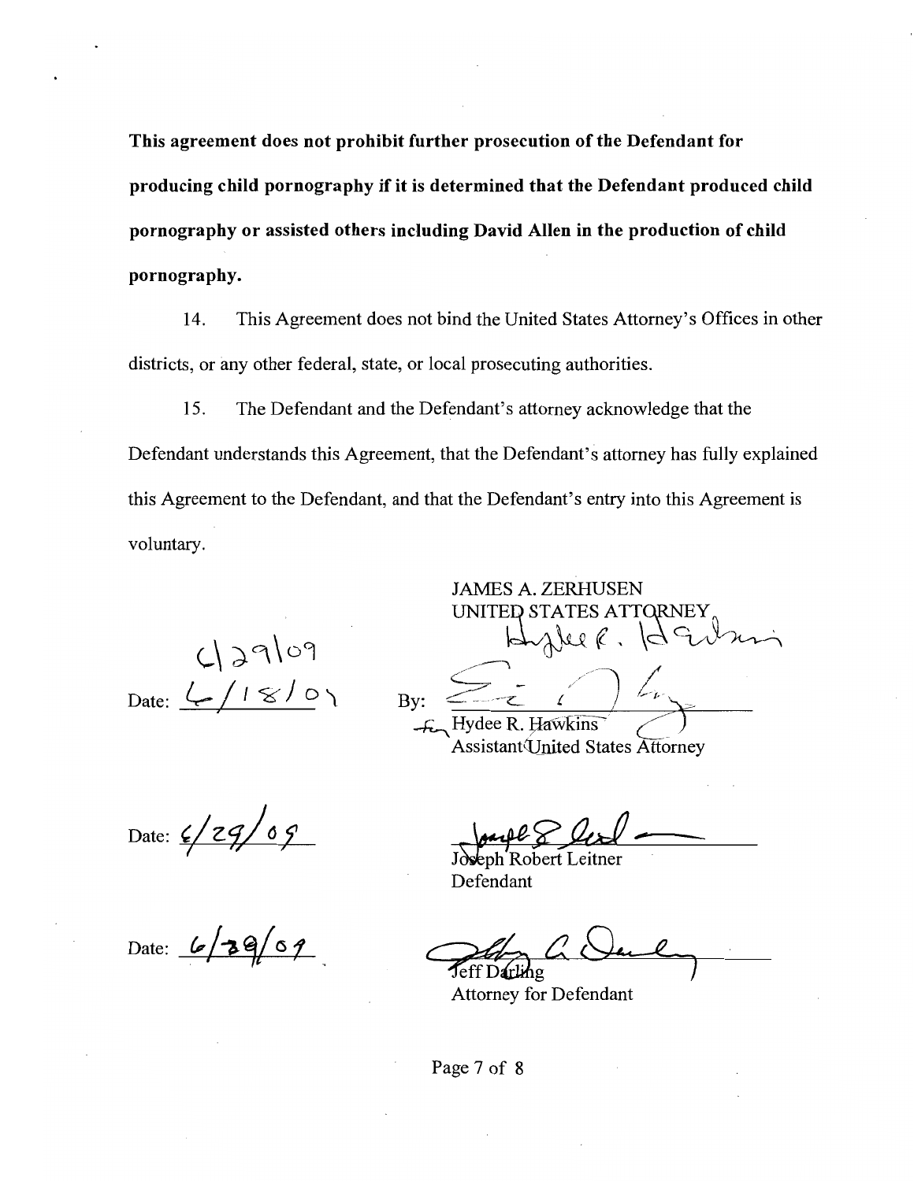**This agreement does not prohibit further prosecution of the Defendant for producing child pornography if it is determined that the Defendant produced child pornography or assisted others including David Allen in the production of child pornography.**

14. This Agreement does not bind the United States Attorney's Offices in other districts, or any other federal, state, or local prosecuting authorities.

15. The Defendant and the Defendant's attorney acknowledge that the Defendant understands this Agreement, that the Defendant's attorney has fully explained this Agreement to the Defendant, and that the Defendant's entry into this Agreement is voluntary.

JAMES A. ZERHUSEN
UNITED STATES ATTORNEY

Date: 6/18/09 6/29/09

By: ______________________
for Hydee R. Hawkins
Assistant United States Attorney

Date: 6/29/09

______________________
Joseph Robert Leitner
Defendant

Date: 6/29/09

______________________
Jeff Darling
Attorney for Defendant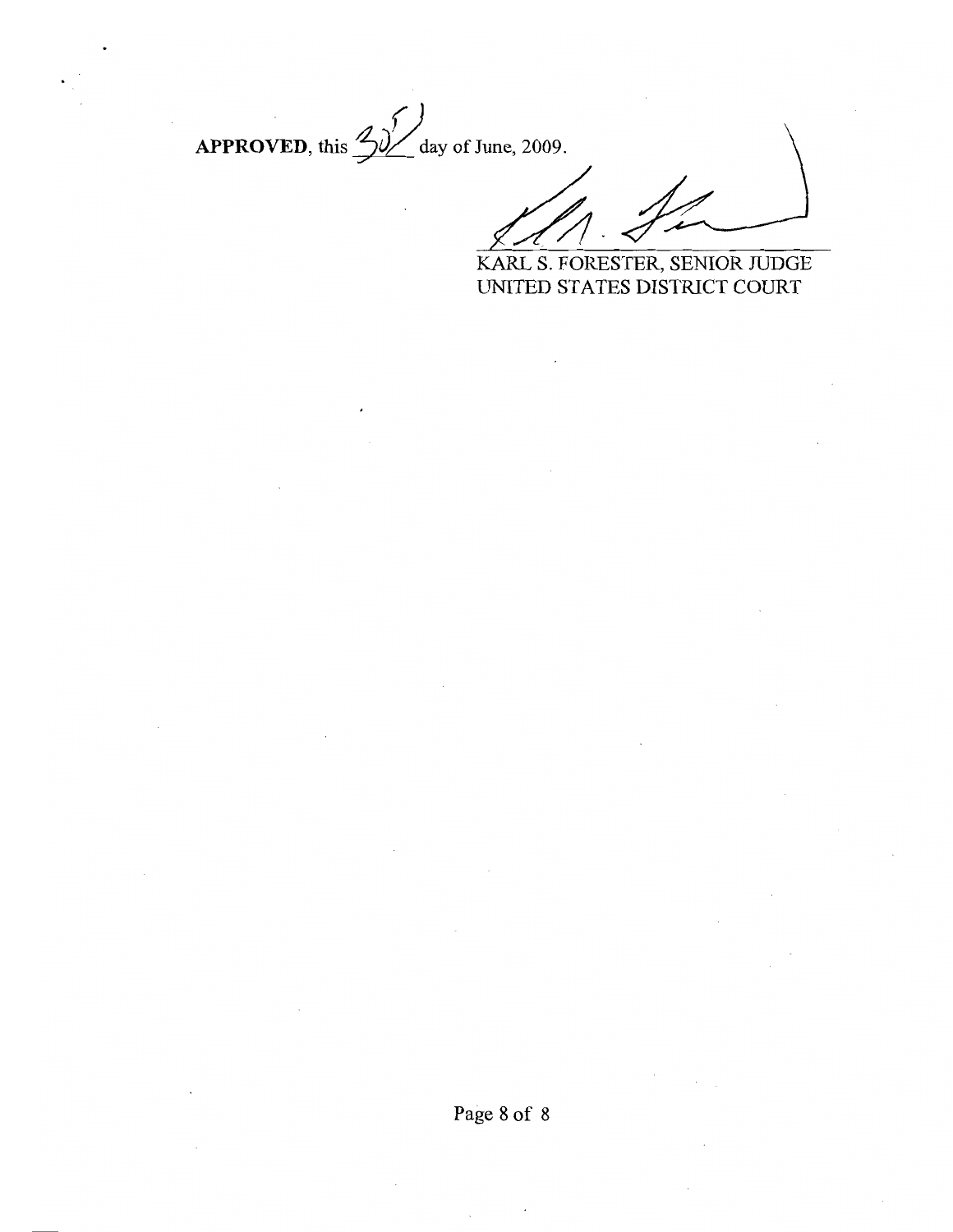**APPROVED**, this 30 day of June, 2009.

KARL S. FORESTER, SENIOR JUDGE
UNITED STATES DISTRICT COURT